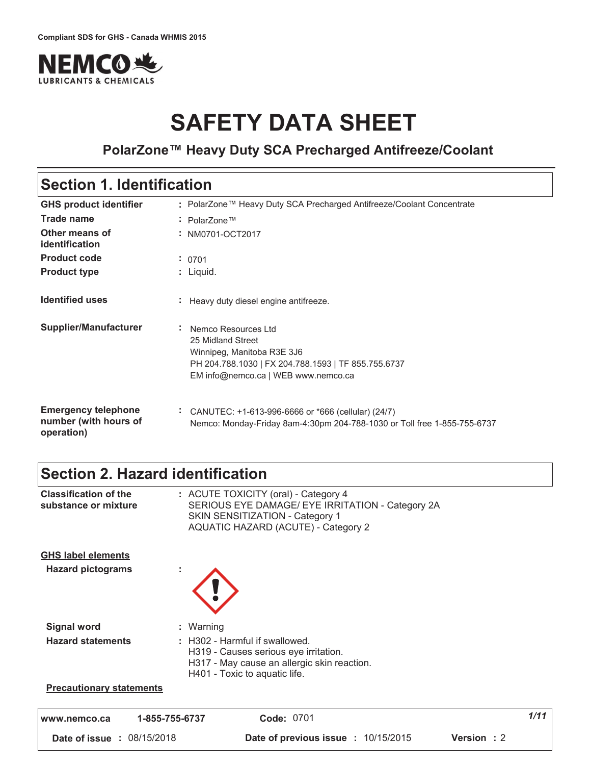Compliant SDS for GHS - Canada WHMIS 2015

NEMCO LUBRICANTS & CHEMICALS

# SAFETY DATA SHEET

## PolarZone™ Heavy Duty SCA Precharged Antifreeze/Coolant

## Section 1. Identification

| | |
|---|---|
| **GHS product identifier** | : PolarZone™ Heavy Duty SCA Precharged Antifreeze/Coolant Concentrate |
| **Trade name** | : PolarZone™ |
| **Other means of identification** | : NM0701-OCT2017 |
| **Product code** | : 0701 |
| **Product type** | : Liquid. |
| **Identified uses** | : Heavy duty diesel engine antifreeze. |
| **Supplier/Manufacturer** | : Nemco Resources Ltd<br>25 Midland Street<br>Winnipeg, Manitoba R3E 3J6<br>PH 204.788.1030 \| FX 204.788.1593 \| TF 855.755.6737<br>EM info@nemco.ca \| WEB www.nemco.ca |
| **Emergency telephone number (with hours of operation)** | : CANUTEC: +1-613-996-6666 or *666 (cellular) (24/7)<br>Nemco: Monday-Friday 8am-4:30pm 204-788-1030 or Toll free 1-855-755-6737 |

## Section 2. Hazard identification

**Classification of the substance or mixture** : ACUTE TOXICITY (oral) - Category 4
SERIOUS EYE DAMAGE/ EYE IRRITATION - Category 2A
SKIN SENSITIZATION - Category 1
AQUATIC HAZARD (ACUTE) - Category 2

**GHS label elements**

**Hazard pictograms** :

**Signal word** : Warning

**Hazard statements** : H302 - Harmful if swallowed.
H319 - Causes serious eye irritation.
H317 - May cause an allergic skin reaction.
H401 - Toxic to aquatic life.

**Precautionary statements**

| | | |
|---|---|---|
| www.nemco.ca | 1-855-755-6737 | **Code:** 0701 |
| **Date of issue** : 08/15/2018 | **Date of previous issue** : 10/15/2015 | **Version** : 2 |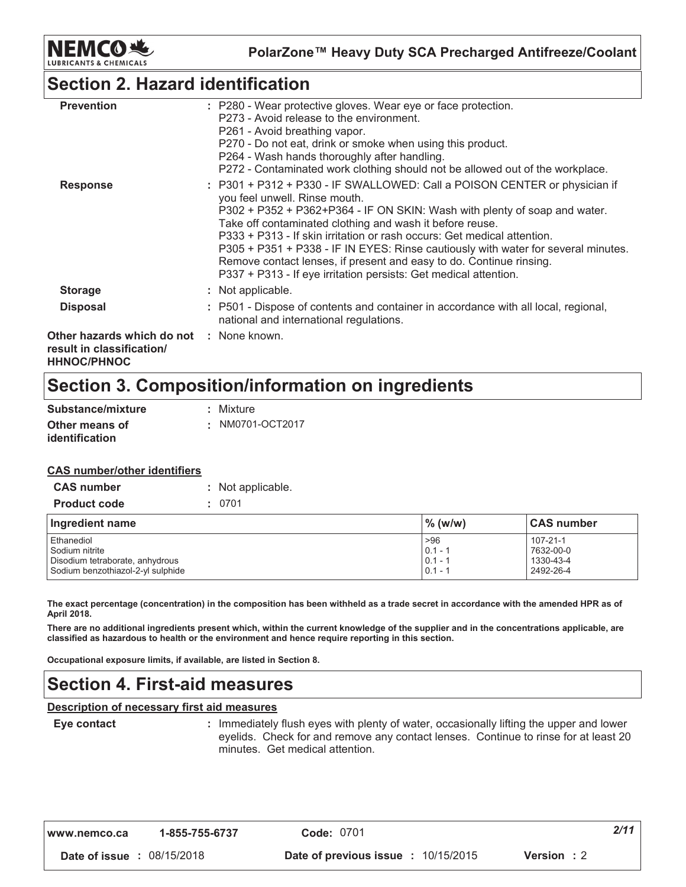## Section 2. Hazard identification

**Prevention** : P280 - Wear protective gloves. Wear eye or face protection.
P273 - Avoid release to the environment.
P261 - Avoid breathing vapor.
P270 - Do not eat, drink or smoke when using this product.
P264 - Wash hands thoroughly after handling.
P272 - Contaminated work clothing should not be allowed out of the workplace.

**Response** : P301 + P312 + P330 - IF SWALLOWED: Call a POISON CENTER or physician if you feel unwell. Rinse mouth.
P302 + P352 + P362+P364 - IF ON SKIN: Wash with plenty of soap and water. Take off contaminated clothing and wash it before reuse.
P333 + P313 - If skin irritation or rash occurs: Get medical attention.
P305 + P351 + P338 - IF IN EYES: Rinse cautiously with water for several minutes. Remove contact lenses, if present and easy to do. Continue rinsing.
P337 + P313 - If eye irritation persists: Get medical attention.

**Storage** : Not applicable.

**Disposal** : P501 - Dispose of contents and container in accordance with all local, regional, national and international regulations.

**Other hazards which do not result in classification/ HHNOC/PHNOC** : None known.

## Section 3. Composition/information on ingredients

**Substance/mixture** : Mixture

**Other means of identification** : NM0701-OCT2017

**CAS number/other identifiers**

**CAS number** : Not applicable.

**Product code** : 0701

| Ingredient name | % (w/w) | CAS number |
|---|---|---|
| Ethanediol | >96 | 107-21-1 |
| Sodium nitrite | 0.1 - 1 | 7632-00-0 |
| Disodium tetraborate, anhydrous | 0.1 - 1 | 1330-43-4 |
| Sodium benzothiazol-2-yl sulphide | 0.1 - 1 | 2492-26-4 |

**The exact percentage (concentration) in the composition has been withheld as a trade secret in accordance with the amended HPR as of April 2018.**

**There are no additional ingredients present which, within the current knowledge of the supplier and in the concentrations applicable, are classified as hazardous to health or the environment and hence require reporting in this section.**

**Occupational exposure limits, if available, are listed in Section 8.**

## Section 4. First-aid measures

**Description of necessary first aid measures**

**Eye contact** : Immediately flush eyes with plenty of water, occasionally lifting the upper and lower eyelids. Check for and remove any contact lenses. Continue to rinse for at least 20 minutes. Get medical attention.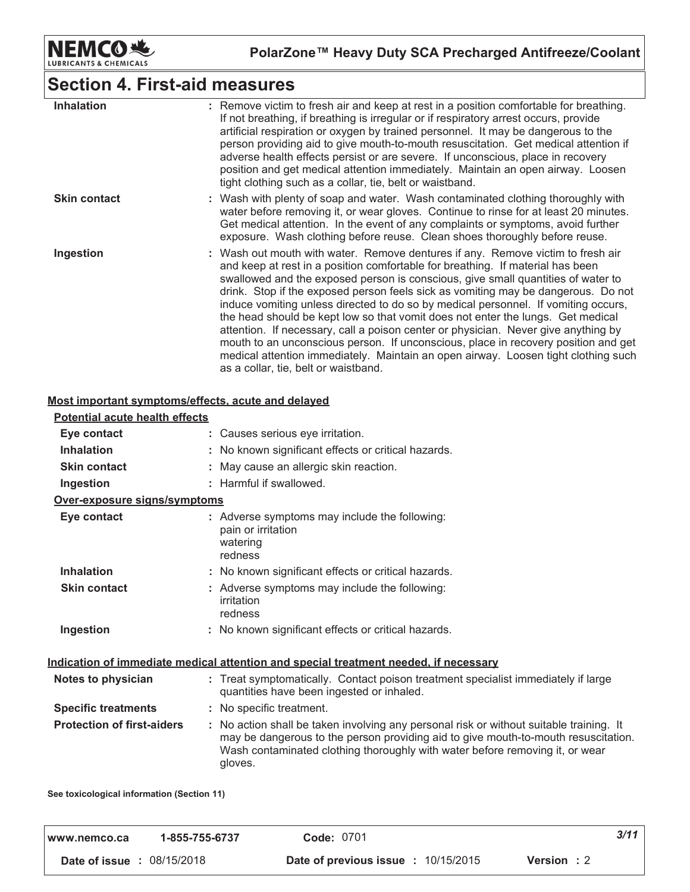## Section 4. First-aid measures

| | |
|---|---|
| **Inhalation** | : Remove victim to fresh air and keep at rest in a position comfortable for breathing. If not breathing, if breathing is irregular or if respiratory arrest occurs, provide artificial respiration or oxygen by trained personnel. It may be dangerous to the person providing aid to give mouth-to-mouth resuscitation. Get medical attention if adverse health effects persist or are severe. If unconscious, place in recovery position and get medical attention immediately. Maintain an open airway. Loosen tight clothing such as a collar, tie, belt or waistband. |
| **Skin contact** | : Wash with plenty of soap and water. Wash contaminated clothing thoroughly with water before removing it, or wear gloves. Continue to rinse for at least 20 minutes. Get medical attention. In the event of any complaints or symptoms, avoid further exposure. Wash clothing before reuse. Clean shoes thoroughly before reuse. |
| **Ingestion** | : Wash out mouth with water. Remove dentures if any. Remove victim to fresh air and keep at rest in a position comfortable for breathing. If material has been swallowed and the exposed person is conscious, give small quantities of water to drink. Stop if the exposed person feels sick as vomiting may be dangerous. Do not induce vomiting unless directed to do so by medical personnel. If vomiting occurs, the head should be kept low so that vomit does not enter the lungs. Get medical attention. If necessary, call a poison center or physician. Never give anything by mouth to an unconscious person. If unconscious, place in recovery position and get medical attention immediately. Maintain an open airway. Loosen tight clothing such as a collar, tie, belt or waistband. |

### Most important symptoms/effects, acute and delayed

**Potential acute health effects**

| | |
|---|---|
| **Eye contact** | : Causes serious eye irritation. |
| **Inhalation** | : No known significant effects or critical hazards. |
| **Skin contact** | : May cause an allergic skin reaction. |
| **Ingestion** | : Harmful if swallowed. |

**Over-exposure signs/symptoms**

| | |
|---|---|
| **Eye contact** | : Adverse symptoms may include the following: pain or irritation, watering, redness |
| **Inhalation** | : No known significant effects or critical hazards. |
| **Skin contact** | : Adverse symptoms may include the following: irritation, redness |
| **Ingestion** | : No known significant effects or critical hazards. |

### Indication of immediate medical attention and special treatment needed, if necessary

| | |
|---|---|
| **Notes to physician** | : Treat symptomatically. Contact poison treatment specialist immediately if large quantities have been ingested or inhaled. |
| **Specific treatments** | : No specific treatment. |
| **Protection of first-aiders** | : No action shall be taken involving any personal risk or without suitable training. It may be dangerous to the person providing aid to give mouth-to-mouth resuscitation. Wash contaminated clothing thoroughly with water before removing it, or wear gloves. |

**See toxicological information (Section 11)**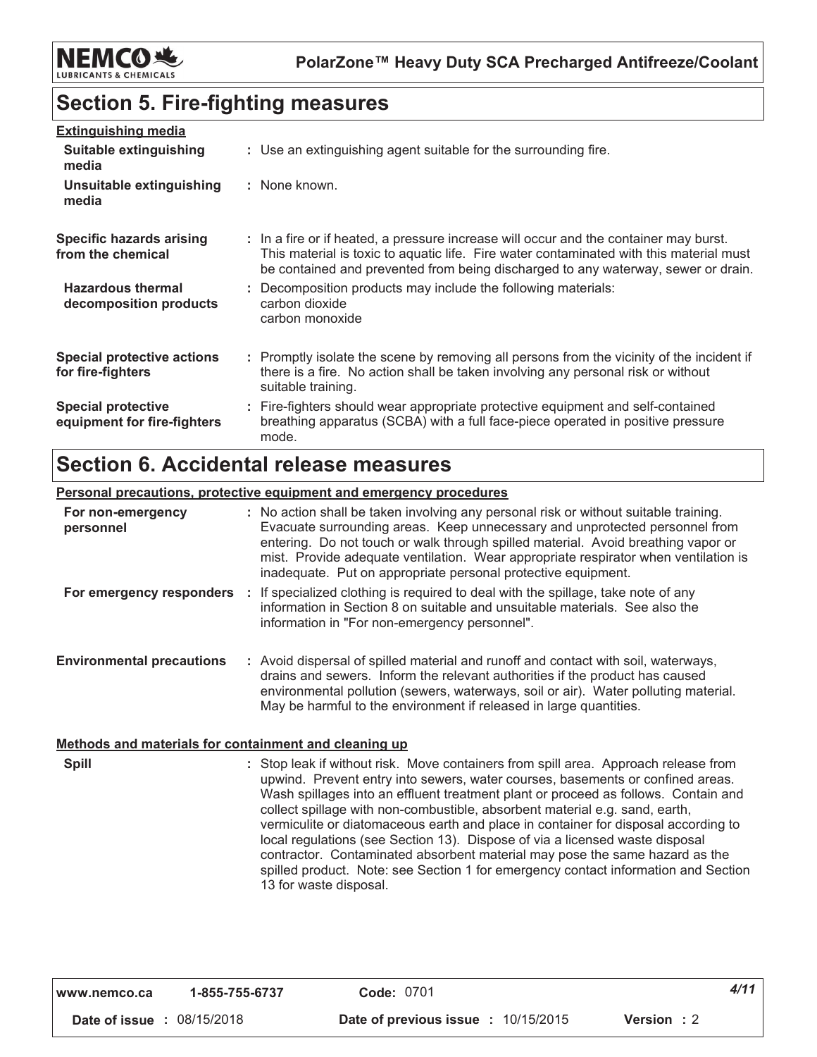## Section 5. Fire-fighting measures

**Extinguishing media**

| | |
|---|---|
| **Suitable extinguishing media** | : Use an extinguishing agent suitable for the surrounding fire. |
| **Unsuitable extinguishing media** | : None known. |
| **Specific hazards arising from the chemical** | : In a fire or if heated, a pressure increase will occur and the container may burst. This material is toxic to aquatic life. Fire water contaminated with this material must be contained and prevented from being discharged to any waterway, sewer or drain. |
| **Hazardous thermal decomposition products** | : Decomposition products may include the following materials: carbon dioxide carbon monoxide |
| **Special protective actions for fire-fighters** | : Promptly isolate the scene by removing all persons from the vicinity of the incident if there is a fire. No action shall be taken involving any personal risk or without suitable training. |
| **Special protective equipment for fire-fighters** | : Fire-fighters should wear appropriate protective equipment and self-contained breathing apparatus (SCBA) with a full face-piece operated in positive pressure mode. |

## Section 6. Accidental release measures

**Personal precautions, protective equipment and emergency procedures**

| | |
|---|---|
| **For non-emergency personnel** | : No action shall be taken involving any personal risk or without suitable training. Evacuate surrounding areas. Keep unnecessary and unprotected personnel from entering. Do not touch or walk through spilled material. Avoid breathing vapor or mist. Provide adequate ventilation. Wear appropriate respirator when ventilation is inadequate. Put on appropriate personal protective equipment. |
| **For emergency responders** | : If specialized clothing is required to deal with the spillage, take note of any information in Section 8 on suitable and unsuitable materials. See also the information in "For non-emergency personnel". |
| **Environmental precautions** | : Avoid dispersal of spilled material and runoff and contact with soil, waterways, drains and sewers. Inform the relevant authorities if the product has caused environmental pollution (sewers, waterways, soil or air). Water polluting material. May be harmful to the environment if released in large quantities. |

**Methods and materials for containment and cleaning up**

| | |
|---|---|
| **Spill** | : Stop leak if without risk. Move containers from spill area. Approach release from upwind. Prevent entry into sewers, water courses, basements or confined areas. Wash spillages into an effluent treatment plant or proceed as follows. Contain and collect spillage with non-combustible, absorbent material e.g. sand, earth, vermiculite or diatomaceous earth and place in container for disposal according to local regulations (see Section 13). Dispose of via a licensed waste disposal contractor. Contaminated absorbent material may pose the same hazard as the spilled product. Note: see Section 1 for emergency contact information and Section 13 for waste disposal. |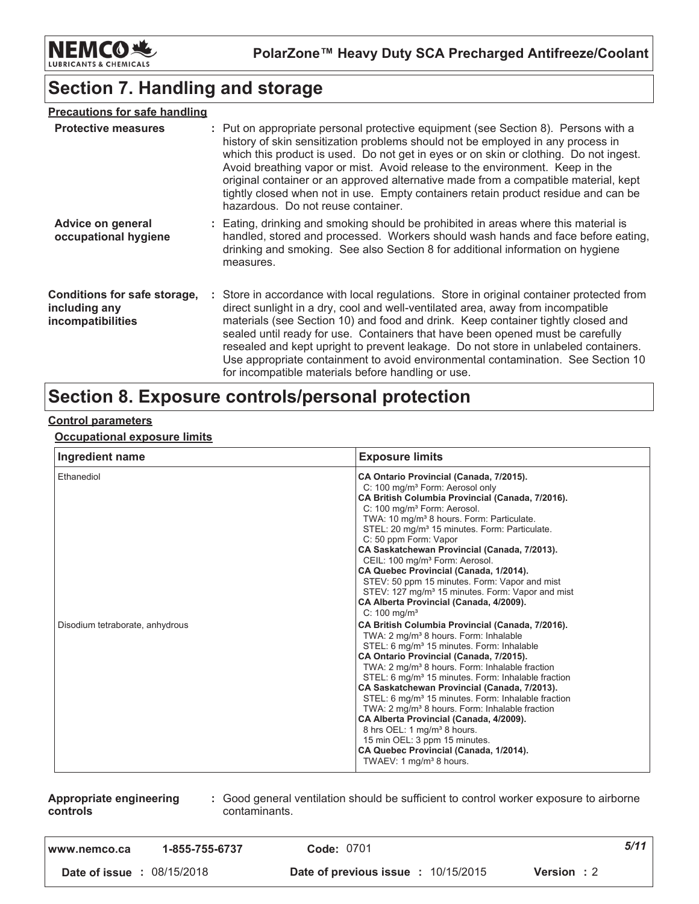## Section 7. Handling and storage

**Precautions for safe handling**

**Protective measures** : Put on appropriate personal protective equipment (see Section 8). Persons with a history of skin sensitization problems should not be employed in any process in which this product is used. Do not get in eyes or on skin or clothing. Do not ingest. Avoid breathing vapor or mist. Avoid release to the environment. Keep in the original container or an approved alternative made from a compatible material, kept tightly closed when not in use. Empty containers retain product residue and can be hazardous. Do not reuse container.

**Advice on general occupational hygiene** : Eating, drinking and smoking should be prohibited in areas where this material is handled, stored and processed. Workers should wash hands and face before eating, drinking and smoking. See also Section 8 for additional information on hygiene measures.

**Conditions for safe storage, including any incompatibilities** : Store in accordance with local regulations. Store in original container protected from direct sunlight in a dry, cool and well-ventilated area, away from incompatible materials (see Section 10) and food and drink. Keep container tightly closed and sealed until ready for use. Containers that have been opened must be carefully resealed and kept upright to prevent leakage. Do not store in unlabeled containers. Use appropriate containment to avoid environmental contamination. See Section 10 for incompatible materials before handling or use.

## Section 8. Exposure controls/personal protection

**Control parameters**

**Occupational exposure limits**

| Ingredient name | Exposure limits |
|---|---|
| Ethanediol | **CA Ontario Provincial (Canada, 7/2015).**<br>C: 100 mg/m³ Form: Aerosol only<br>**CA British Columbia Provincial (Canada, 7/2016).**<br>C: 100 mg/m³ Form: Aerosol.<br>TWA: 10 mg/m³ 8 hours. Form: Particulate.<br>STEL: 20 mg/m³ 15 minutes. Form: Particulate.<br>C: 50 ppm Form: Vapor<br>**CA Saskatchewan Provincial (Canada, 7/2013).**<br>CEIL: 100 mg/m³ Form: Aerosol.<br>**CA Quebec Provincial (Canada, 1/2014).**<br>STEV: 50 ppm 15 minutes. Form: Vapor and mist<br>STEV: 127 mg/m³ 15 minutes. Form: Vapor and mist<br>**CA Alberta Provincial (Canada, 4/2009).**<br>C: 100 mg/m³ |
| Disodium tetraborate, anhydrous | **CA British Columbia Provincial (Canada, 7/2016).**<br>TWA: 2 mg/m³ 8 hours. Form: Inhalable<br>STEL: 6 mg/m³ 15 minutes. Form: Inhalable<br>**CA Ontario Provincial (Canada, 7/2015).**<br>TWA: 2 mg/m³ 8 hours. Form: Inhalable fraction<br>STEL: 6 mg/m³ 15 minutes. Form: Inhalable fraction<br>**CA Saskatchewan Provincial (Canada, 7/2013).**<br>STEL: 6 mg/m³ 15 minutes. Form: Inhalable fraction<br>TWA: 2 mg/m³ 8 hours. Form: Inhalable fraction<br>**CA Alberta Provincial (Canada, 4/2009).**<br>8 hrs OEL: 1 mg/m³ 8 hours.<br>15 min OEL: 3 ppm 15 minutes.<br>**CA Quebec Provincial (Canada, 1/2014).**<br>TWAEV: 1 mg/m³ 8 hours. |

**Appropriate engineering controls** : Good general ventilation should be sufficient to control worker exposure to airborne contaminants.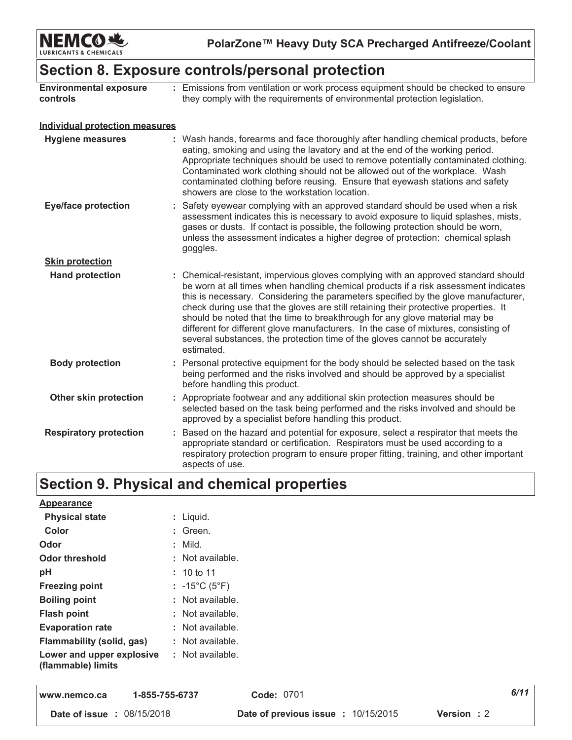## Section 8. Exposure controls/personal protection

**Environmental exposure controls** : Emissions from ventilation or work process equipment should be checked to ensure they comply with the requirements of environmental protection legislation.

**Individual protection measures**

**Hygiene measures** : Wash hands, forearms and face thoroughly after handling chemical products, before eating, smoking and using the lavatory and at the end of the working period. Appropriate techniques should be used to remove potentially contaminated clothing. Contaminated work clothing should not be allowed out of the workplace. Wash contaminated clothing before reusing. Ensure that eyewash stations and safety showers are close to the workstation location.

**Eye/face protection** : Safety eyewear complying with an approved standard should be used when a risk assessment indicates this is necessary to avoid exposure to liquid splashes, mists, gases or dusts. If contact is possible, the following protection should be worn, unless the assessment indicates a higher degree of protection: chemical splash goggles.

**Skin protection**

**Hand protection** : Chemical-resistant, impervious gloves complying with an approved standard should be worn at all times when handling chemical products if a risk assessment indicates this is necessary. Considering the parameters specified by the glove manufacturer, check during use that the gloves are still retaining their protective properties. It should be noted that the time to breakthrough for any glove material may be different for different glove manufacturers. In the case of mixtures, consisting of several substances, the protection time of the gloves cannot be accurately estimated.

**Body protection** : Personal protective equipment for the body should be selected based on the task being performed and the risks involved and should be approved by a specialist before handling this product.

**Other skin protection** : Appropriate footwear and any additional skin protection measures should be selected based on the task being performed and the risks involved and should be approved by a specialist before handling this product.

**Respiratory protection** : Based on the hazard and potential for exposure, select a respirator that meets the appropriate standard or certification. Respirators must be used according to a respiratory protection program to ensure proper fitting, training, and other important aspects of use.

## Section 9. Physical and chemical properties

**Appearance**

| | |
|---|---|
| **Physical state** | : Liquid. |
| **Color** | : Green. |
| **Odor** | : Mild. |
| **Odor threshold** | : Not available. |
| **pH** | : 10 to 11 |
| **Freezing point** | : -15°C (5°F) |
| **Boiling point** | : Not available. |
| **Flash point** | : Not available. |
| **Evaporation rate** | : Not available. |
| **Flammability (solid, gas)** | : Not available. |
| **Lower and upper explosive (flammable) limits** | : Not available. |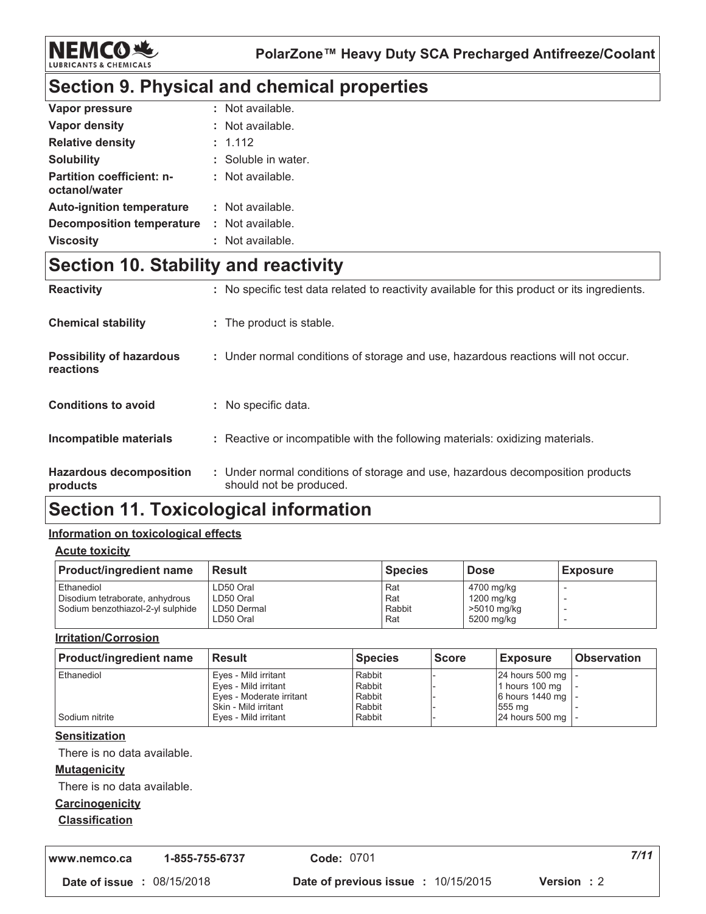## Section 9. Physical and chemical properties

| | |
|---|---|
| **Vapor pressure** | : Not available. |
| **Vapor density** | : Not available. |
| **Relative density** | : 1.112 |
| **Solubility** | : Soluble in water. |
| **Partition coefficient: n-octanol/water** | : Not available. |
| **Auto-ignition temperature** | : Not available. |
| **Decomposition temperature** | : Not available. |
| **Viscosity** | : Not available. |

## Section 10. Stability and reactivity

| | |
|---|---|
| **Reactivity** | : No specific test data related to reactivity available for this product or its ingredients. |
| **Chemical stability** | : The product is stable. |
| **Possibility of hazardous reactions** | : Under normal conditions of storage and use, hazardous reactions will not occur. |
| **Conditions to avoid** | : No specific data. |
| **Incompatible materials** | : Reactive or incompatible with the following materials: oxidizing materials. |
| **Hazardous decomposition products** | : Under normal conditions of storage and use, hazardous decomposition products should not be produced. |

## Section 11. Toxicological information

**Information on toxicological effects**

**Acute toxicity**

| Product/ingredient name | Result | Species | Dose | Exposure |
|---|---|---|---|---|
| Ethanediol | LD50 Oral | Rat | 4700 mg/kg | - |
| Disodium tetraborate, anhydrous | LD50 Oral | Rat | 1200 mg/kg | - |
| Sodium benzothiazol-2-yl sulphide | LD50 Dermal | Rabbit | >5010 mg/kg | - |
| | LD50 Oral | Rat | 5200 mg/kg | - |

**Irritation/Corrosion**

| Product/ingredient name | Result | Species | Score | Exposure | Observation |
|---|---|---|---|---|---|
| Ethanediol | Eyes - Mild irritant | Rabbit | - | 24 hours 500 mg | - |
| | Eyes - Mild irritant | Rabbit | - | 1 hours 100 mg | - |
| | Eyes - Moderate irritant | Rabbit | - | 6 hours 1440 mg | - |
| | Skin - Mild irritant | Rabbit | - | 555 mg | - |
| Sodium nitrite | Eyes - Mild irritant | Rabbit | - | 24 hours 500 mg | - |

**Sensitization**

There is no data available.

**Mutagenicity**

There is no data available.

**Carcinogenicity**

**Classification**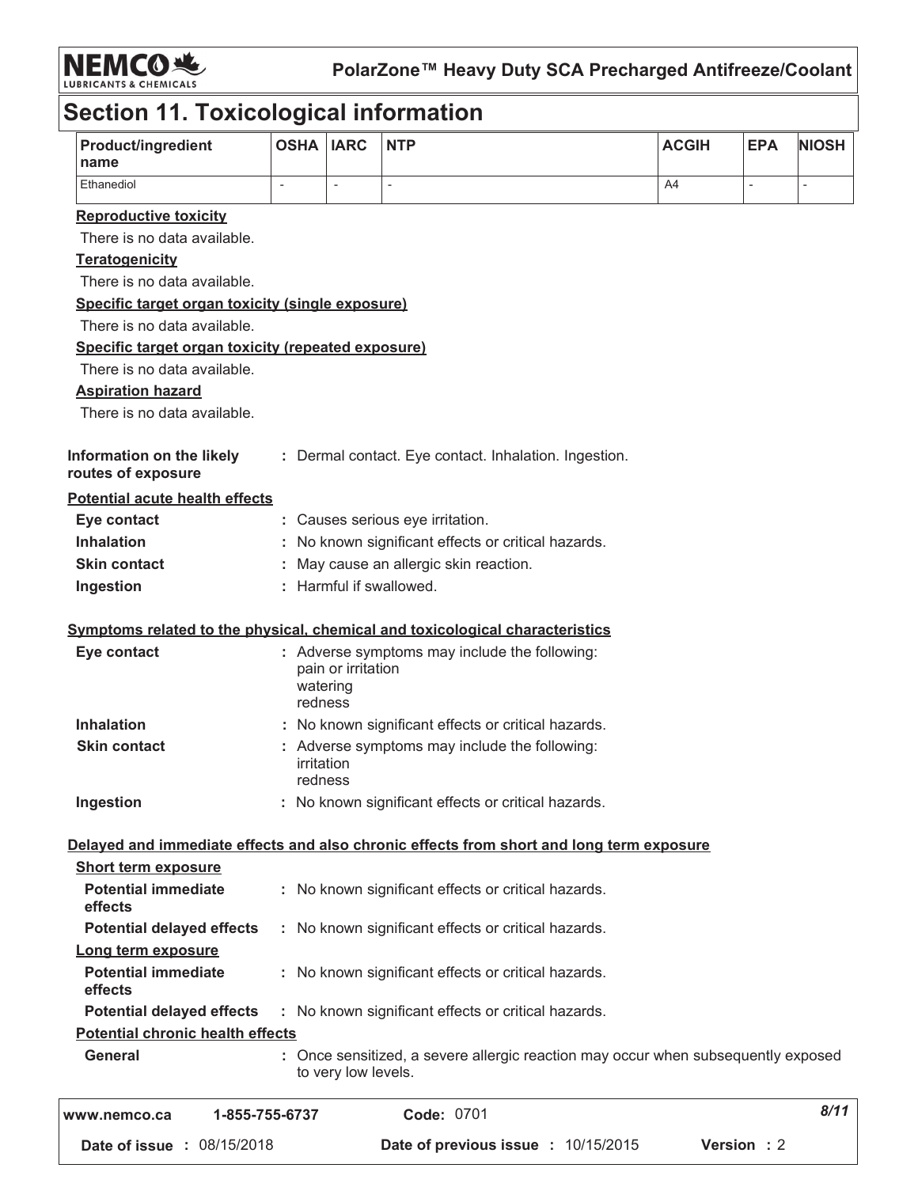## Section 11. Toxicological information

| Product/ingredient name | OSHA | IARC | NTP | ACGIH | EPA | NIOSH |
|---|---|---|---|---|---|---|
| Ethanediol | - | - | - | A4 | - | - |

**Reproductive toxicity**

There is no data available.

**Teratogenicity**

There is no data available.

**Specific target organ toxicity (single exposure)**

There is no data available.

**Specific target organ toxicity (repeated exposure)**

There is no data available.

**Aspiration hazard**

There is no data available.

**Information on the likely routes of exposure** : Dermal contact. Eye contact. Inhalation. Ingestion.

**Potential acute health effects**

- **Eye contact** : Causes serious eye irritation.
- **Inhalation** : No known significant effects or critical hazards.
- **Skin contact** : May cause an allergic skin reaction.
- **Ingestion** : Harmful if swallowed.

**Symptoms related to the physical, chemical and toxicological characteristics**

- **Eye contact** : Adverse symptoms may include the following:
  pain or irritation
  watering
  redness
- **Inhalation** : No known significant effects or critical hazards.
- **Skin contact** : Adverse symptoms may include the following:
  irritation
  redness
- **Ingestion** : No known significant effects or critical hazards.

**Delayed and immediate effects and also chronic effects from short and long term exposure**

**Short term exposure**

- **Potential immediate effects** : No known significant effects or critical hazards.
- **Potential delayed effects** : No known significant effects or critical hazards.

**Long term exposure**

- **Potential immediate effects** : No known significant effects or critical hazards.
- **Potential delayed effects** : No known significant effects or critical hazards.

**Potential chronic health effects**

- **General** : Once sensitized, a severe allergic reaction may occur when subsequently exposed to very low levels.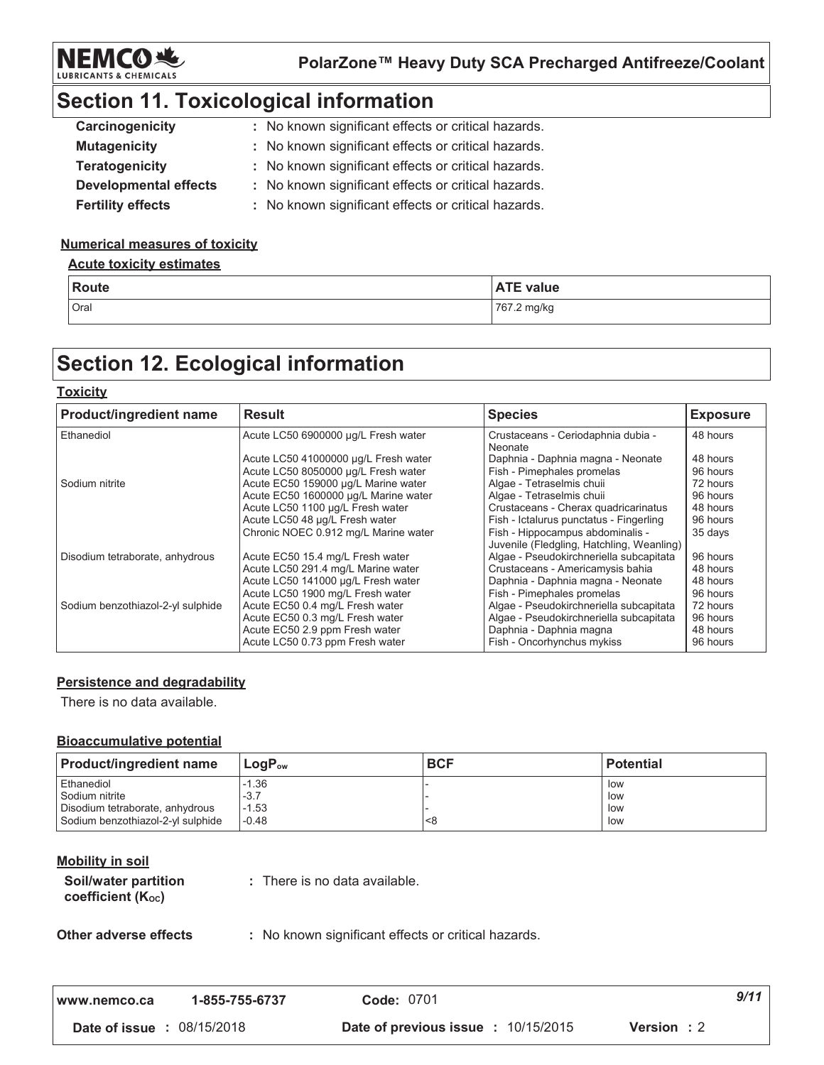## Section 11. Toxicological information

**Carcinogenicity** : No known significant effects or critical hazards.

**Mutagenicity** : No known significant effects or critical hazards.

**Teratogenicity** : No known significant effects or critical hazards.

**Developmental effects** : No known significant effects or critical hazards.

**Fertility effects** : No known significant effects or critical hazards.

**Numerical measures of toxicity**

**Acute toxicity estimates**

| Route | ATE value |
| --- | --- |
| Oral | 767.2 mg/kg |

## Section 12. Ecological information

**Toxicity**

| Product/ingredient name | Result | Species | Exposure |
| --- | --- | --- | --- |
| Ethanediol | Acute LC50 6900000 µg/L Fresh water | Crustaceans - Ceriodaphnia dubia - Neonate | 48 hours |
| | Acute LC50 41000000 µg/L Fresh water | Daphnia - Daphnia magna - Neonate | 48 hours |
| | Acute LC50 8050000 µg/L Fresh water | Fish - Pimephales promelas | 96 hours |
| Sodium nitrite | Acute EC50 159000 µg/L Marine water | Algae - Tetraselmis chuii | 72 hours |
| | Acute EC50 1600000 µg/L Marine water | Algae - Tetraselmis chuii | 96 hours |
| | Acute LC50 1100 µg/L Fresh water | Crustaceans - Cherax quadricarinatus | 48 hours |
| | Acute LC50 48 µg/L Fresh water | Fish - Ictalurus punctatus - Fingerling | 96 hours |
| | Chronic NOEC 0.912 mg/L Marine water | Fish - Hippocampus abdominalis - Juvenile (Fledgling, Hatchling, Weanling) | 35 days |
| Disodium tetraborate, anhydrous | Acute EC50 15.4 mg/L Fresh water | Algae - Pseudokirchneriella subcapitata | 96 hours |
| | Acute LC50 291.4 mg/L Marine water | Crustaceans - Americamysis bahia | 48 hours |
| | Acute LC50 141000 µg/L Fresh water | Daphnia - Daphnia magna - Neonate | 48 hours |
| | Acute LC50 1900 mg/L Fresh water | Fish - Pimephales promelas | 96 hours |
| Sodium benzothiazol-2-yl sulphide | Acute EC50 0.4 mg/L Fresh water | Algae - Pseudokirchneriella subcapitata | 72 hours |
| | Acute EC50 0.3 mg/L Fresh water | Algae - Pseudokirchneriella subcapitata | 96 hours |
| | Acute EC50 2.9 ppm Fresh water | Daphnia - Daphnia magna | 48 hours |
| | Acute LC50 0.73 ppm Fresh water | Fish - Oncorhynchus mykiss | 96 hours |

**Persistence and degradability**

There is no data available.

**Bioaccumulative potential**

| Product/ingredient name | $LogP_{ow}$ | BCF | Potential |
| --- | --- | --- | --- |
| Ethanediol | -1.36 | - | low |
| Sodium nitrite | -3.7 | - | low |
| Disodium tetraborate, anhydrous | -1.53 | - | low |
| Sodium benzothiazol-2-yl sulphide | -0.48 | <8 | low |

**Mobility in soil**

**Soil/water partition coefficient ($K_{OC}$)** : There is no data available.

**Other adverse effects** : No known significant effects or critical hazards.

www.nemco.ca 1-855-755-6737 **Code:** 0701

**Date of issue :** 08/15/2018 **Date of previous issue :** 10/15/2015 **Version :** 2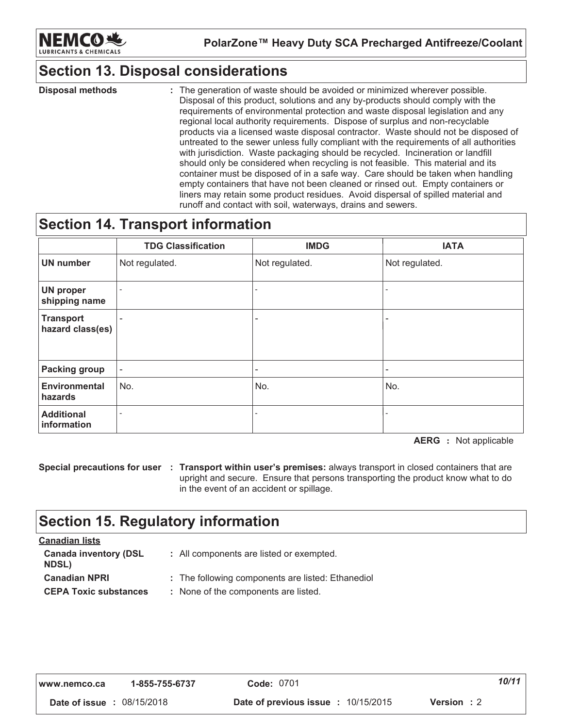## Section 13. Disposal considerations

**Disposal methods** : The generation of waste should be avoided or minimized wherever possible. Disposal of this product, solutions and any by-products should comply with the requirements of environmental protection and waste disposal legislation and any regional local authority requirements. Dispose of surplus and non-recyclable products via a licensed waste disposal contractor. Waste should not be disposed of untreated to the sewer unless fully compliant with the requirements of all authorities with jurisdiction. Waste packaging should be recycled. Incineration or landfill should only be considered when recycling is not feasible. This material and its container must be disposed of in a safe way. Care should be taken when handling empty containers that have not been cleaned or rinsed out. Empty containers or liners may retain some product residues. Avoid dispersal of spilled material and runoff and contact with soil, waterways, drains and sewers.

## Section 14. Transport information

| | TDG Classification | IMDG | IATA |
|---|---|---|---|
| **UN number** | Not regulated. | Not regulated. | Not regulated. |
| **UN proper shipping name** | - | - | - |
| **Transport hazard class(es)** | - | - | - |
| **Packing group** | - | - | - |
| **Environmental hazards** | No. | No. | No. |
| **Additional information** | - | - | - |

**AERG** : Not applicable

**Special precautions for user** : **Transport within user's premises:** always transport in closed containers that are upright and secure. Ensure that persons transporting the product know what to do in the event of an accident or spillage.

## Section 15. Regulatory information

**Canadian lists**

**Canada inventory (DSL NDSL)** : All components are listed or exempted.

**Canadian NPRI** : The following components are listed: Ethanediol

**CEPA Toxic substances** : None of the components are listed.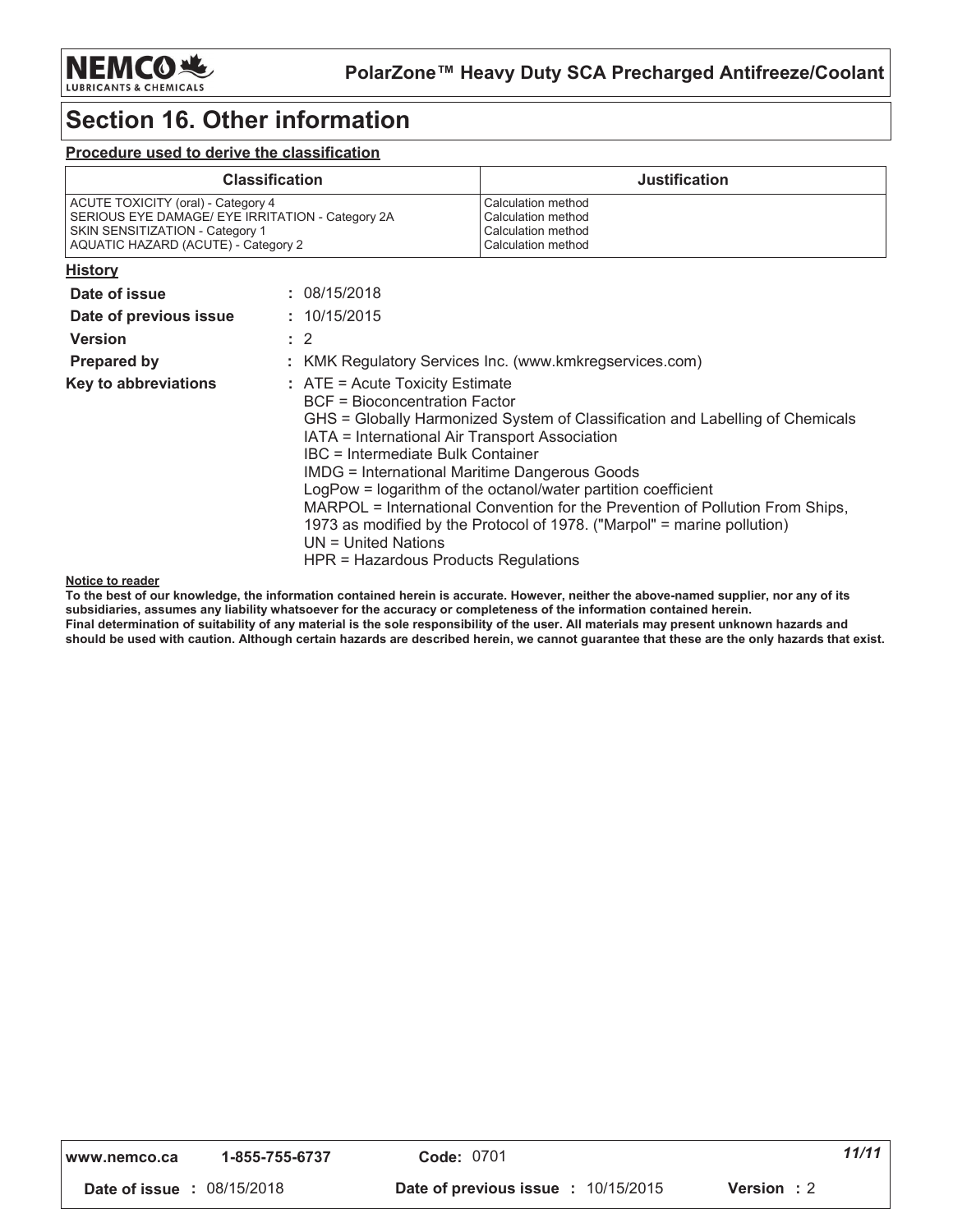# Section 16. Other information

**Procedure used to derive the classification**

| Classification | Justification |
| --- | --- |
| ACUTE TOXICITY (oral) - Category 4 | Calculation method |
| SERIOUS EYE DAMAGE/ EYE IRRITATION - Category 2A | Calculation method |
| SKIN SENSITIZATION - Category 1 | Calculation method |
| AQUATIC HAZARD (ACUTE) - Category 2 | Calculation method |

**History**

**Date of issue** : 08/15/2018

**Date of previous issue** : 10/15/2015

**Version** : 2

**Prepared by** : KMK Regulatory Services Inc. (www.kmkregservices.com)

**Key to abbreviations** : ATE = Acute Toxicity Estimate
BCF = Bioconcentration Factor
GHS = Globally Harmonized System of Classification and Labelling of Chemicals
IATA = International Air Transport Association
IBC = Intermediate Bulk Container
IMDG = International Maritime Dangerous Goods
LogPow = logarithm of the octanol/water partition coefficient
MARPOL = International Convention for the Prevention of Pollution From Ships, 1973 as modified by the Protocol of 1978. ("Marpol" = marine pollution)
UN = United Nations
HPR = Hazardous Products Regulations

**Notice to reader**

**To the best of our knowledge, the information contained herein is accurate. However, neither the above-named supplier, nor any of its subsidiaries, assumes any liability whatsoever for the accuracy or completeness of the information contained herein. Final determination of suitability of any material is the sole responsibility of the user. All materials may present unknown hazards and should be used with caution. Although certain hazards are described herein, we cannot guarantee that these are the only hazards that exist.**